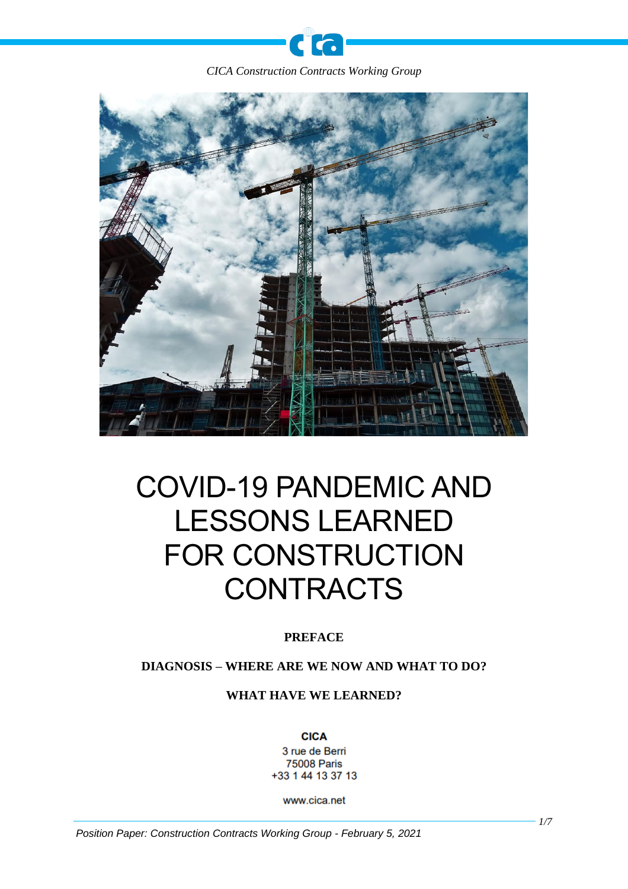*CICA Construction Contracts Working Group*

# COVID-19 PANDEMIC AND LESSONS LEARNED FOR CONSTRUCTION CONTRACTS

**PREFACE**

**DIAGNOSIS – WHERE ARE WE NOW AND WHAT TO DO?**

**WHAT HAVE WE LEARNED?**

**CICA**
3 rue de Berri
75008 Paris
+33 1 44 13 37 13

www.cica.net

*Position Paper: Construction Contracts Working Group - February 5, 2021*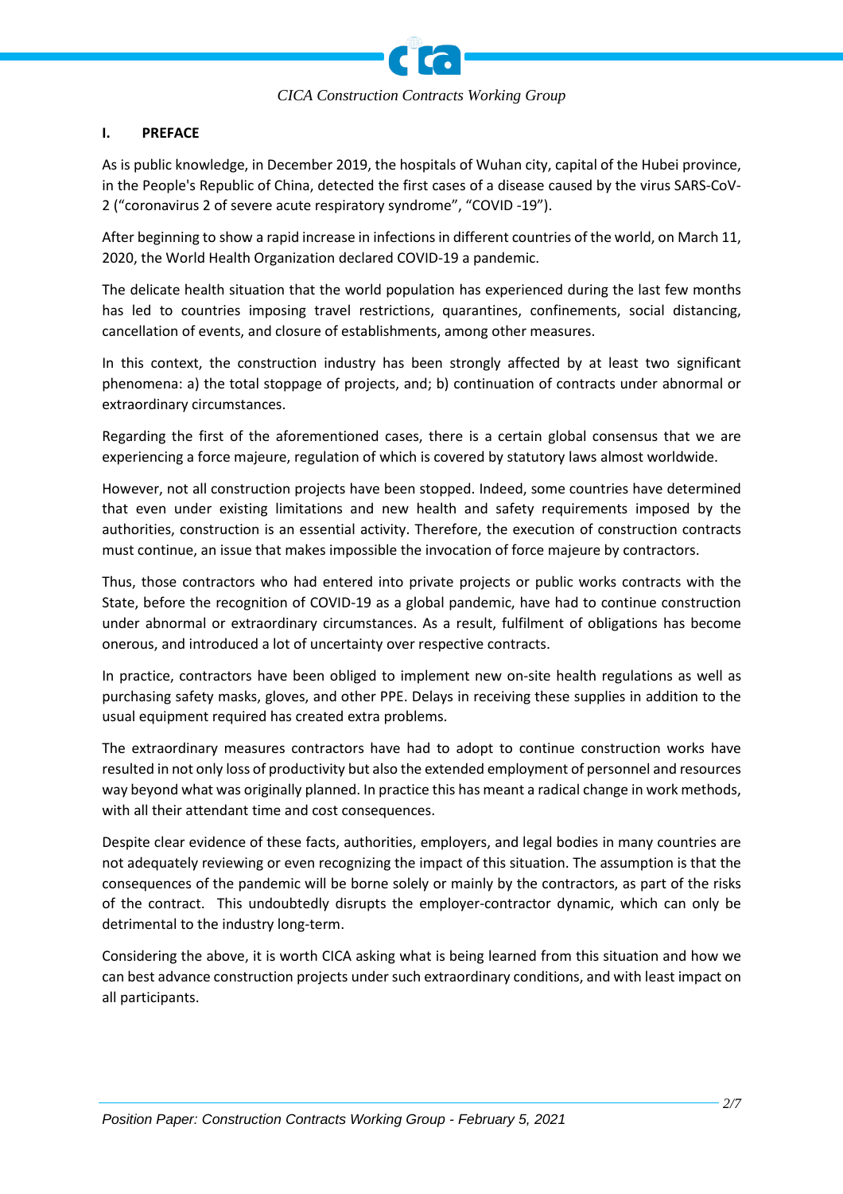## I. PREFACE

As is public knowledge, in December 2019, the hospitals of Wuhan city, capital of the Hubei province, in the People's Republic of China, detected the first cases of a disease caused by the virus SARS-CoV-2 (“coronavirus 2 of severe acute respiratory syndrome”, “COVID -19”).

After beginning to show a rapid increase in infections in different countries of the world, on March 11, 2020, the World Health Organization declared COVID-19 a pandemic.

The delicate health situation that the world population has experienced during the last few months has led to countries imposing travel restrictions, quarantines, confinements, social distancing, cancellation of events, and closure of establishments, among other measures.

In this context, the construction industry has been strongly affected by at least two significant phenomena: a) the total stoppage of projects, and; b) continuation of contracts under abnormal or extraordinary circumstances.

Regarding the first of the aforementioned cases, there is a certain global consensus that we are experiencing a force majeure, regulation of which is covered by statutory laws almost worldwide.

However, not all construction projects have been stopped. Indeed, some countries have determined that even under existing limitations and new health and safety requirements imposed by the authorities, construction is an essential activity. Therefore, the execution of construction contracts must continue, an issue that makes impossible the invocation of force majeure by contractors.

Thus, those contractors who had entered into private projects or public works contracts with the State, before the recognition of COVID-19 as a global pandemic, have had to continue construction under abnormal or extraordinary circumstances. As a result, fulfilment of obligations has become onerous, and introduced a lot of uncertainty over respective contracts.

In practice, contractors have been obliged to implement new on-site health regulations as well as purchasing safety masks, gloves, and other PPE. Delays in receiving these supplies in addition to the usual equipment required has created extra problems.

The extraordinary measures contractors have had to adopt to continue construction works have resulted in not only loss of productivity but also the extended employment of personnel and resources way beyond what was originally planned. In practice this has meant a radical change in work methods, with all their attendant time and cost consequences.

Despite clear evidence of these facts, authorities, employers, and legal bodies in many countries are not adequately reviewing or even recognizing the impact of this situation. The assumption is that the consequences of the pandemic will be borne solely or mainly by the contractors, as part of the risks of the contract. This undoubtedly disrupts the employer-contractor dynamic, which can only be detrimental to the industry long-term.

Considering the above, it is worth CICA asking what is being learned from this situation and how we can best advance construction projects under such extraordinary conditions, and with least impact on all participants.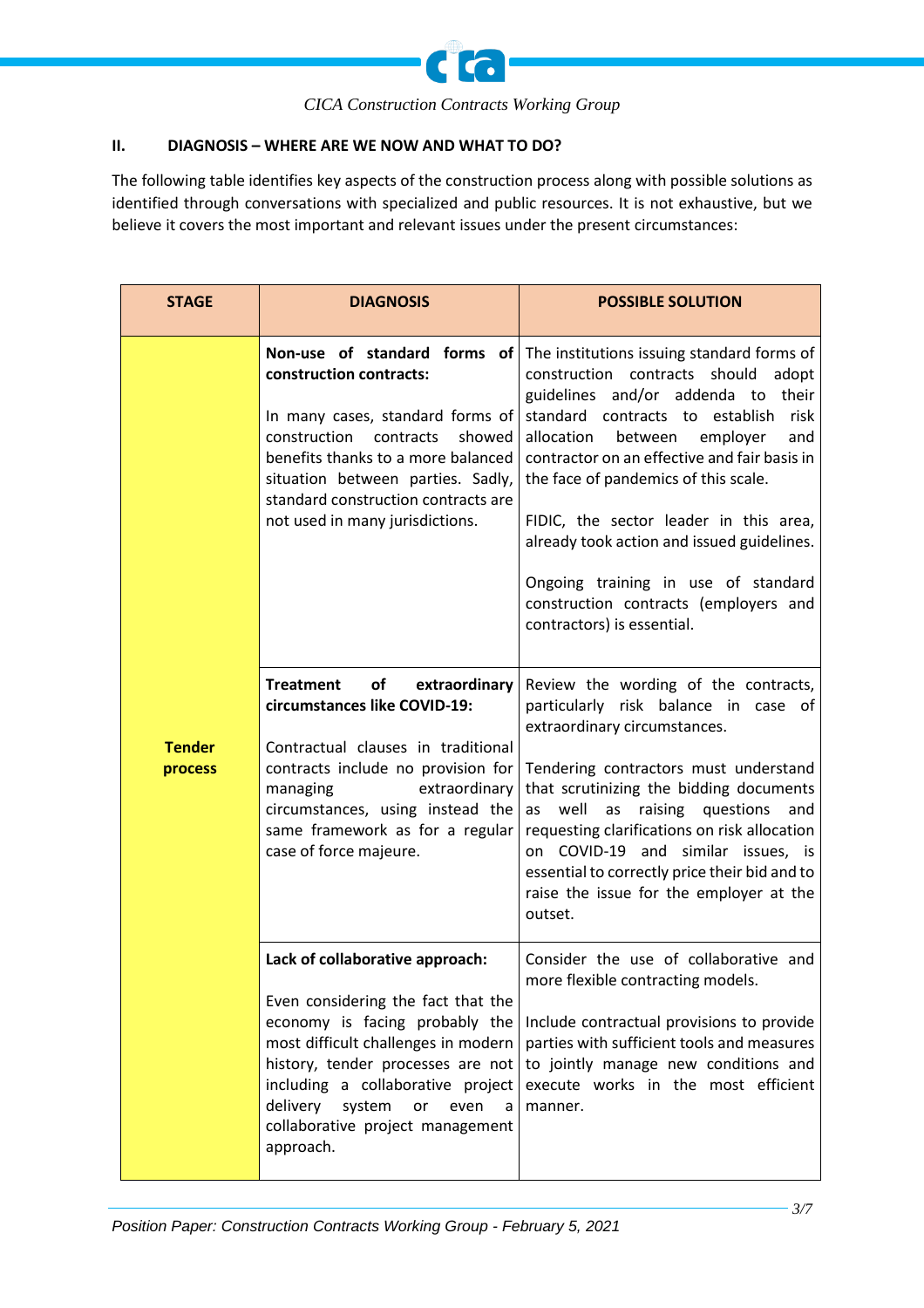## II. DIAGNOSIS – WHERE ARE WE NOW AND WHAT TO DO?

The following table identifies key aspects of the construction process along with possible solutions as identified through conversations with specialized and public resources. It is not exhaustive, but we believe it covers the most important and relevant issues under the present circumstances:

| STAGE | DIAGNOSIS | POSSIBLE SOLUTION |
|---|---|---|
| **Tender process** | **Non-use of standard forms of construction contracts:**<br><br>In many cases, standard forms of construction contracts showed benefits thanks to a more balanced situation between parties. Sadly, standard construction contracts are not used in many jurisdictions. | The institutions issuing standard forms of construction contracts should adopt guidelines and/or addenda to their standard contracts to establish risk allocation between employer and contractor on an effective and fair basis in the face of pandemics of this scale.<br><br>FIDIC, the sector leader in this area, already took action and issued guidelines.<br><br>Ongoing training in use of standard construction contracts (employers and contractors) is essential. |
| | **Treatment of extraordinary circumstances like COVID-19:**<br><br>Contractual clauses in traditional contracts include no provision for managing extraordinary circumstances, using instead the same framework as for a regular case of force majeure. | Review the wording of the contracts, particularly risk balance in case of extraordinary circumstances.<br><br>Tendering contractors must understand that scrutinizing the bidding documents as well as raising questions and requesting clarifications on risk allocation on COVID-19 and similar issues, is essential to correctly price their bid and to raise the issue for the employer at the outset. |
| | **Lack of collaborative approach:**<br><br>Even considering the fact that the economy is facing probably the most difficult challenges in modern history, tender processes are not including a collaborative project delivery system or even a collaborative project management approach. | Consider the use of collaborative and more flexible contracting models.<br><br>Include contractual provisions to provide parties with sufficient tools and measures to jointly manage new conditions and execute works in the most efficient manner. |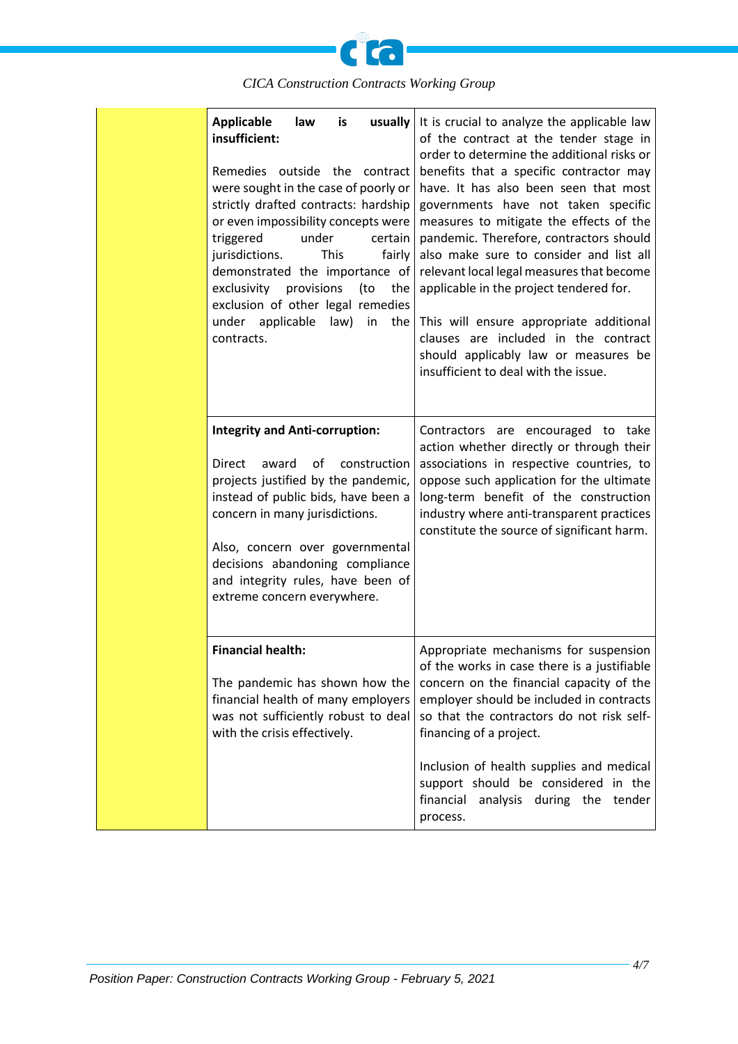| | | |
|---|---|---|
| | **Applicable law is usually insufficient:**<br><br>Remedies outside the contract were sought in the case of poorly or strictly drafted contracts: hardship or even impossibility concepts were triggered under certain jurisdictions. This fairly demonstrated the importance of exclusivity provisions (to the exclusion of other legal remedies under applicable law) in the contracts. | It is crucial to analyze the applicable law of the contract at the tender stage in order to determine the additional risks or benefits that a specific contractor may have. It has also been seen that most governments have not taken specific measures to mitigate the effects of the pandemic. Therefore, contractors should also make sure to consider and list all relevant local legal measures that become applicable in the project tendered for.<br><br>This will ensure appropriate additional clauses are included in the contract should applicably law or measures be insufficient to deal with the issue. |
| | **Integrity and Anti-corruption:**<br><br>Direct award of construction projects justified by the pandemic, instead of public bids, have been a concern in many jurisdictions.<br><br>Also, concern over governmental decisions abandoning compliance and integrity rules, have been of extreme concern everywhere. | Contractors are encouraged to take action whether directly or through their associations in respective countries, to oppose such application for the ultimate long-term benefit of the construction industry where anti-transparent practices constitute the source of significant harm. |
| | **Financial health:**<br><br>The pandemic has shown how the financial health of many employers was not sufficiently robust to deal with the crisis effectively. | Appropriate mechanisms for suspension of the works in case there is a justifiable concern on the financial capacity of the employer should be included in contracts so that the contractors do not risk self-financing of a project.<br><br>Inclusion of health supplies and medical support should be considered in the financial analysis during the tender process. |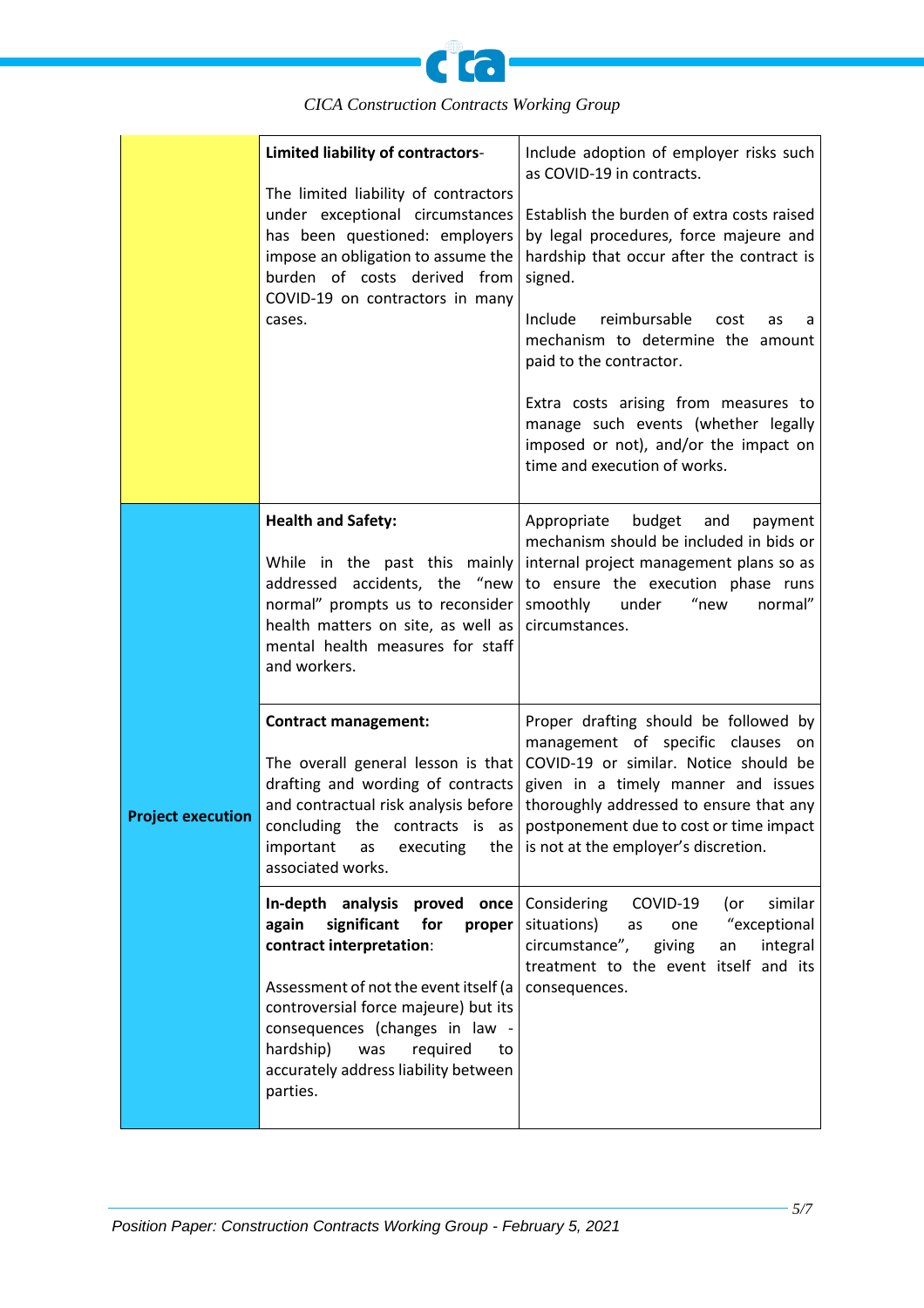| | | |
|---|---|---|
| | **Limited liability of contractors**-<br><br>The limited liability of contractors under exceptional circumstances has been questioned: employers impose an obligation to assume the burden of costs derived from COVID-19 on contractors in many cases. | Include adoption of employer risks such as COVID-19 in contracts.<br><br>Establish the burden of extra costs raised by legal procedures, force majeure and hardship that occur after the contract is signed.<br><br>Include reimbursable cost as a mechanism to determine the amount paid to the contractor.<br><br>Extra costs arising from measures to manage such events (whether legally imposed or not), and/or the impact on time and execution of works. |
| **Project execution** | **Health and Safety:**<br><br>While in the past this mainly addressed accidents, the "new normal" prompts us to reconsider health matters on site, as well as mental health measures for staff and workers. | Appropriate budget and payment mechanism should be included in bids or internal project management plans so as to ensure the execution phase runs smoothly under "new normal" circumstances. |
| | **Contract management:**<br><br>The overall general lesson is that drafting and wording of contracts and contractual risk analysis before concluding the contracts is as important as executing the associated works. | Proper drafting should be followed by management of specific clauses on COVID-19 or similar. Notice should be given in a timely manner and issues thoroughly addressed to ensure that any postponement due to cost or time impact is not at the employer's discretion. |
| | **In-depth analysis proved once again significant for proper contract interpretation**:<br><br>Assessment of not the event itself (a controversial force majeure) but its consequences (changes in law - hardship) was required to accurately address liability between parties. | Considering COVID-19 (or similar situations) as one "exceptional circumstance", giving an integral treatment to the event itself and its consequences. |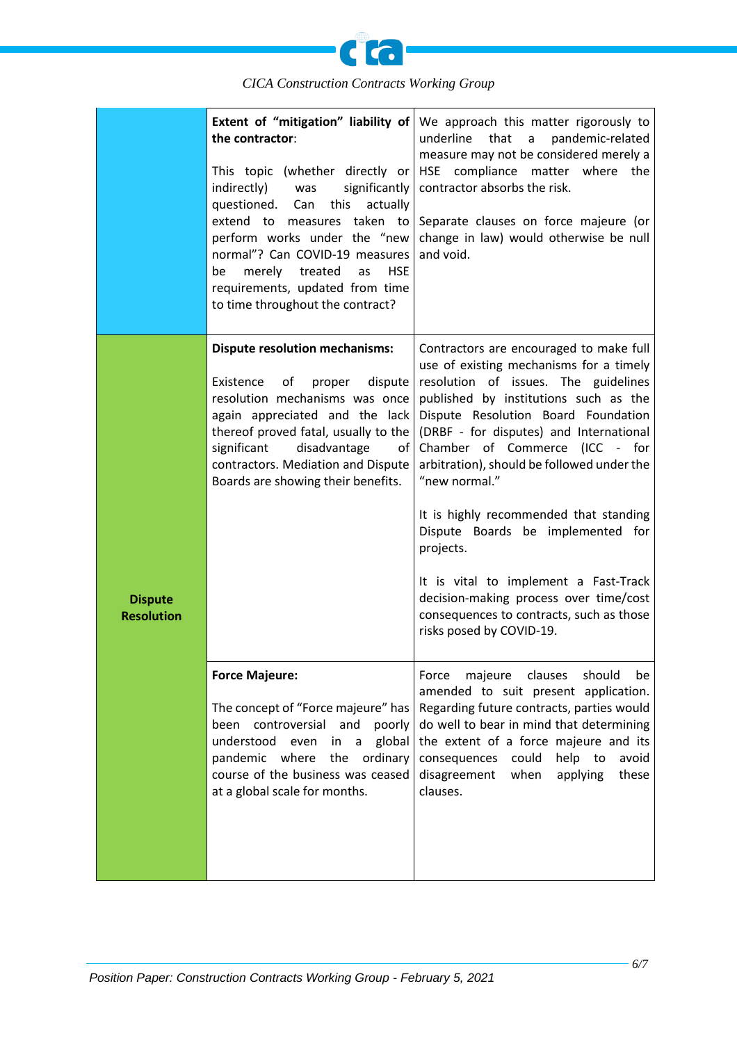| | | |
|---|---|---|
| | **Extent of "mitigation" liability of the contractor**:<br><br>This topic (whether directly or indirectly) was significantly questioned. Can this actually extend to measures taken to perform works under the "new normal"? Can COVID-19 measures be merely treated as HSE requirements, updated from time to time throughout the contract? | We approach this matter rigorously to underline that a pandemic-related measure may not be considered merely a HSE compliance matter where the contractor absorbs the risk.<br><br>Separate clauses on force majeure (or change in law) would otherwise be null and void. |
| **Dispute Resolution** | **Dispute resolution mechanisms:**<br><br>Existence of proper dispute resolution mechanisms was once again appreciated and the lack thereof proved fatal, usually to the significant disadvantage of contractors. Mediation and Dispute Boards are showing their benefits. | Contractors are encouraged to make full use of existing mechanisms for a timely resolution of issues. The guidelines published by institutions such as the Dispute Resolution Board Foundation (DRBF - for disputes) and International Chamber of Commerce (ICC - for arbitration), should be followed under the "new normal."<br><br>It is highly recommended that standing Dispute Boards be implemented for projects.<br><br>It is vital to implement a Fast-Track decision-making process over time/cost consequences to contracts, such as those risks posed by COVID-19. |
| | **Force Majeure:**<br><br>The concept of "Force majeure" has been controversial and poorly understood even in a global pandemic where the ordinary course of the business was ceased at a global scale for months. | Force majeure clauses should be amended to suit present application. Regarding future contracts, parties would do well to bear in mind that determining the extent of a force majeure and its consequences could help to avoid disagreement when applying these clauses. |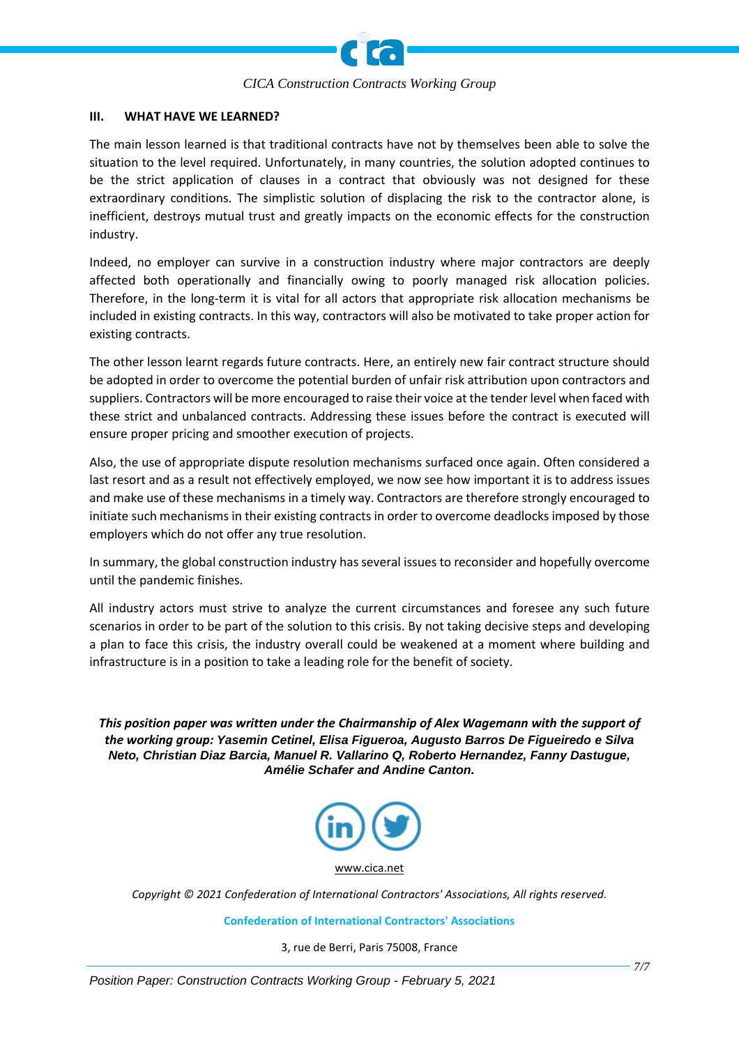### III. WHAT HAVE WE LEARNED?

The main lesson learned is that traditional contracts have not by themselves been able to solve the situation to the level required. Unfortunately, in many countries, the solution adopted continues to be the strict application of clauses in a contract that obviously was not designed for these extraordinary conditions. The simplistic solution of displacing the risk to the contractor alone, is inefficient, destroys mutual trust and greatly impacts on the economic effects for the construction industry.

Indeed, no employer can survive in a construction industry where major contractors are deeply affected both operationally and financially owing to poorly managed risk allocation policies. Therefore, in the long-term it is vital for all actors that appropriate risk allocation mechanisms be included in existing contracts. In this way, contractors will also be motivated to take proper action for existing contracts.

The other lesson learnt regards future contracts. Here, an entirely new fair contract structure should be adopted in order to overcome the potential burden of unfair risk attribution upon contractors and suppliers. Contractors will be more encouraged to raise their voice at the tender level when faced with these strict and unbalanced contracts. Addressing these issues before the contract is executed will ensure proper pricing and smoother execution of projects.

Also, the use of appropriate dispute resolution mechanisms surfaced once again. Often considered a last resort and as a result not effectively employed, we now see how important it is to address issues and make use of these mechanisms in a timely way. Contractors are therefore strongly encouraged to initiate such mechanisms in their existing contracts in order to overcome deadlocks imposed by those employers which do not offer any true resolution.

In summary, the global construction industry has several issues to reconsider and hopefully overcome until the pandemic finishes.

All industry actors must strive to analyze the current circumstances and foresee any such future scenarios in order to be part of the solution to this crisis. By not taking decisive steps and developing a plan to face this crisis, the industry overall could be weakened at a moment where building and infrastructure is in a position to take a leading role for the benefit of society.

***This position paper was written under the Chairmanship of Alex Wagemann with the support of the working group: Yasemin Cetinel, Elisa Figueroa, Augusto Barros De Figueiredo e Silva Neto, Christian Diaz Barcia, Manuel R. Vallarino Q, Roberto Hernandez, Fanny Dastugue, Amélie Schafer and Andine Canton.***

www.cica.net

*Copyright © 2021 Confederation of International Contractors' Associations, All rights reserved.*

**Confederation of International Contractors' Associations**

3, rue de Berri, Paris 75008, France